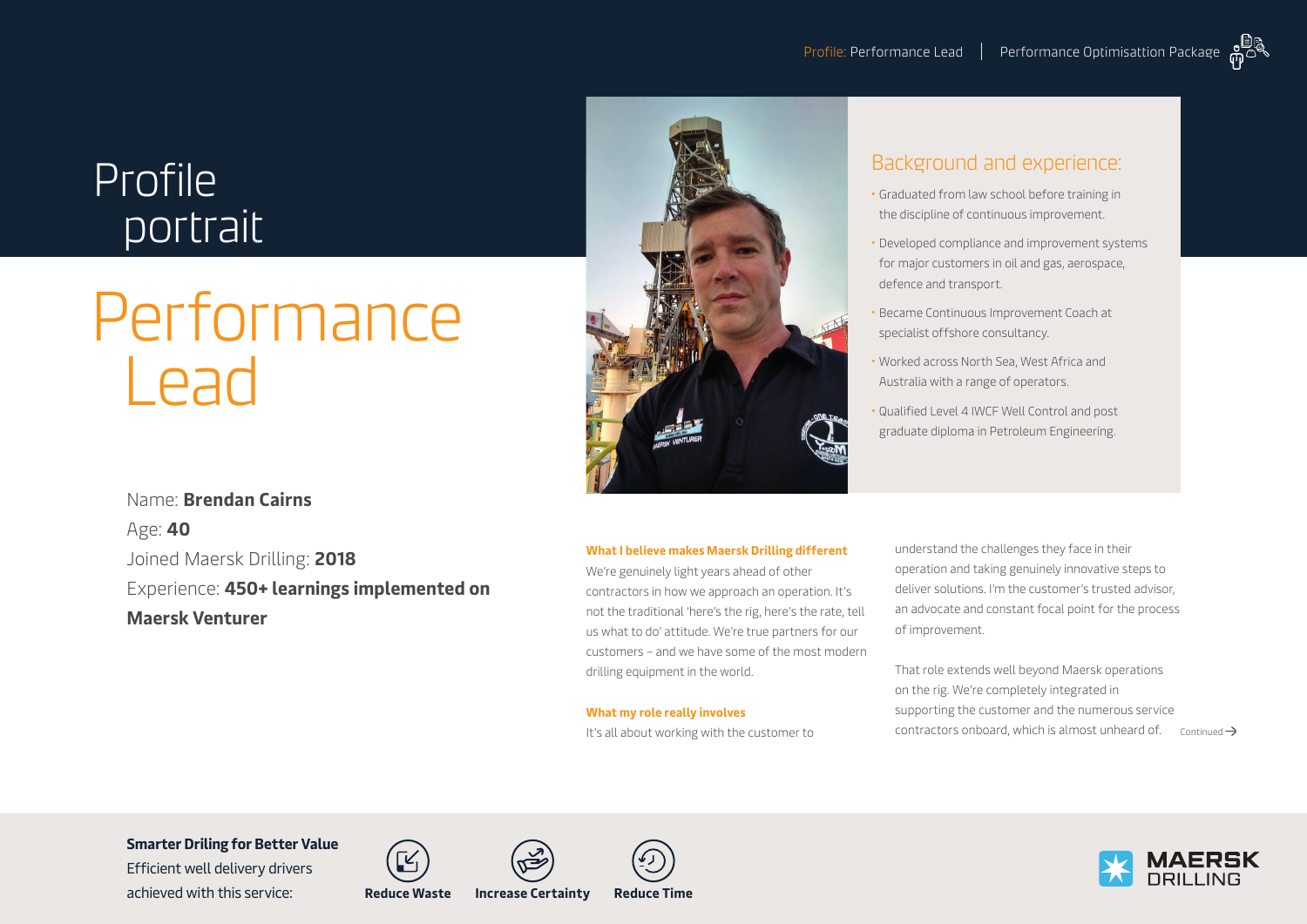Profile: Performance Lead | Performance Optimisattion Package

# Profile portrait

# Performance Lead

Name: **Brendan Cairns**

Age: **40**

Joined Maersk Drilling: **2018**

Experience: **450+ learnings implemented on Maersk Venturer**

## Background and experience:

- Graduated from law school before training in the discipline of continuous improvement.
- Developed compliance and improvement systems for major customers in oil and gas, aerospace, defence and transport.
- Became Continuous Improvement Coach at specialist offshore consultancy.
- Worked across North Sea, West Africa and Australia with a range of operators.
- Qualified Level 4 IWCF Well Control and post graduate diploma in Petroleum Engineering.

**What I believe makes Maersk Drilling different**

We're genuinely light years ahead of other contractors in how we approach an operation. It's not the traditional 'here's the rig, here's the rate, tell us what to do' attitude. We're true partners for our customers – and we have some of the most modern drilling equipment in the world.

**What my role really involves**

It's all about working with the customer to understand the challenges they face in their operation and taking genuinely innovative steps to deliver solutions. I'm the customer's trusted advisor, an advocate and constant focal point for the process of improvement.

That role extends well beyond Maersk operations on the rig. We're completely integrated in supporting the customer and the numerous service contractors onboard, which is almost unheard of.

Continued →

**Smarter Driling for Better Value**

Efficient well delivery drivers achieved with this service:

**Reduce Waste** **Increase Certainty** **Reduce Time**

MAERSK DRILLING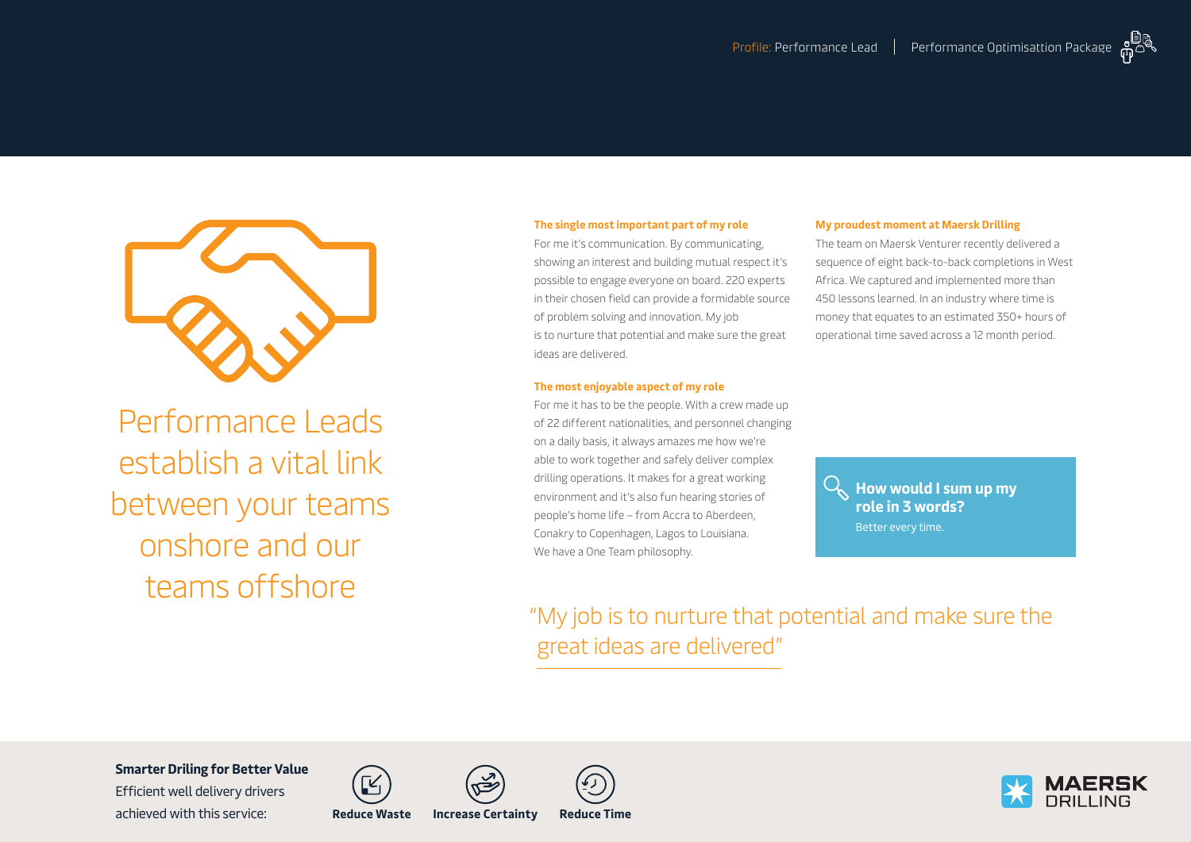Profile: Performance Lead | Performance Optimisattion Package

# Performance Leads establish a vital link between your teams onshore and our teams offshore

**The single most important part of my role**

For me it's communication. By communicating, showing an interest and building mutual respect it's possible to engage everyone on board. 220 experts in their chosen field can provide a formidable source of problem solving and innovation. My job is to nurture that potential and make sure the great ideas are delivered.

**The most enjoyable aspect of my role**

For me it has to be the people. With a crew made up of 22 different nationalities, and personnel changing on a daily basis, it always amazes me how we're able to work together and safely deliver complex drilling operations. It makes for a great working environment and it's also fun hearing stories of people's home life – from Accra to Aberdeen, Conakry to Copenhagen, Lagos to Louisiana. We have a One Team philosophy.

**My proudest moment at Maersk Drilling**

The team on Maersk Venturer recently delivered a sequence of eight back-to-back completions in West Africa. We captured and implemented more than 450 lessons learned. In an industry where time is money that equates to an estimated 350+ hours of operational time saved across a 12 month period.

**How would I sum up my role in 3 words?**

Better every time.

> "My job is to nurture that potential and make sure the great ideas are delivered"

**Smarter Driling for Better Value**

Efficient well delivery drivers achieved with this service:

**Reduce Waste** **Increase Certainty** **Reduce Time**

MAERSK DRILLING